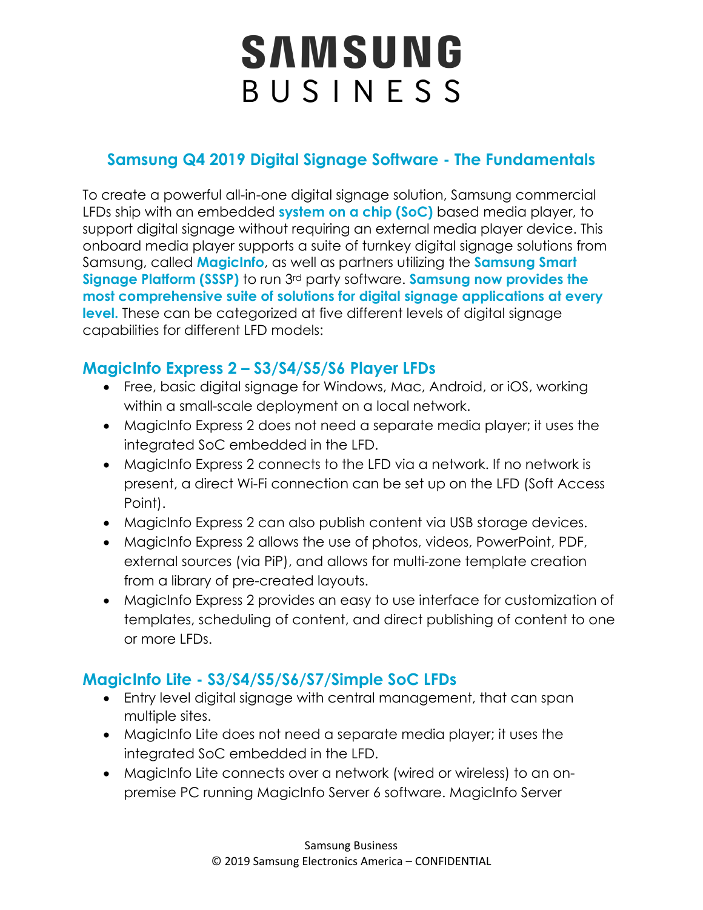# SAMSUNG BUSINESS

## Samsung Q4 2019 Digital Signage Software - The Fundamentals

To create a powerful all-in-one digital signage solution, Samsung commercial LFDs ship with an embedded **system on a chip (SoC)** based media player, to support digital signage without requiring an external media player device. This onboard media player supports a suite of turnkey digital signage solutions from Samsung, called **MagicInfo**, as well as partners utilizing the **Samsung Smart Signage Platform (SSSP)** to run 3rd party software. **Samsung now provides the most comprehensive suite of solutions for digital signage applications at every level.** These can be categorized at five different levels of digital signage capabilities for different LFD models:

### MagicInfo Express 2 – S3/S4/S5/S6 Player LFDs

- Free, basic digital signage for Windows, Mac, Android, or iOS, working within a small-scale deployment on a local network.
- MagicInfo Express 2 does not need a separate media player; it uses the integrated SoC embedded in the LFD.
- MagicInfo Express 2 connects to the LFD via a network. If no network is present, a direct Wi-Fi connection can be set up on the LFD (Soft Access Point).
- MagicInfo Express 2 can also publish content via USB storage devices.
- MagicInfo Express 2 allows the use of photos, videos, PowerPoint, PDF, external sources (via PiP), and allows for multi-zone template creation from a library of pre-created layouts.
- MagicInfo Express 2 provides an easy to use interface for customization of templates, scheduling of content, and direct publishing of content to one or more LFDs.

### MagicInfo Lite - S3/S4/S5/S6/S7/Simple SoC LFDs

- Entry level digital signage with central management, that can span multiple sites.
- MagicInfo Lite does not need a separate media player; it uses the integrated SoC embedded in the LFD.
- MagicInfo Lite connects over a network (wired or wireless) to an on-premise PC running MagicInfo Server 6 software. MagicInfo Server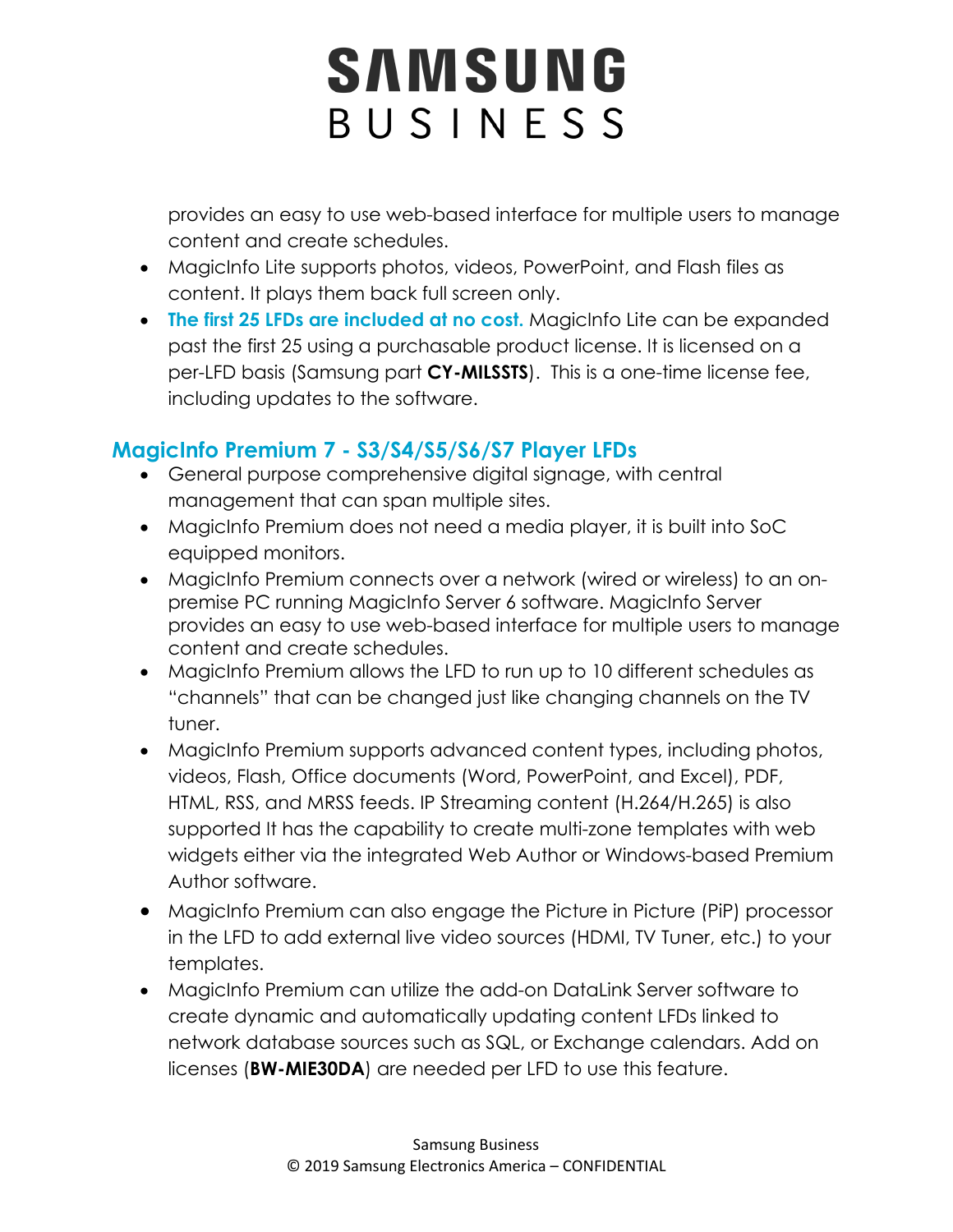provides an easy to use web-based interface for multiple users to manage content and create schedules.

- MagicInfo Lite supports photos, videos, PowerPoint, and Flash files as content. It plays them back full screen only.
- **The first 25 LFDs are included at no cost.** MagicInfo Lite can be expanded past the first 25 using a purchasable product license. It is licensed on a per-LFD basis (Samsung part **CY-MILSSTS**). This is a one-time license fee, including updates to the software.

## MagicInfo Premium 7 - S3/S4/S5/S6/S7 Player LFDs

- General purpose comprehensive digital signage, with central management that can span multiple sites.
- MagicInfo Premium does not need a media player, it is built into SoC equipped monitors.
- MagicInfo Premium connects over a network (wired or wireless) to an on-premise PC running MagicInfo Server 6 software. MagicInfo Server provides an easy to use web-based interface for multiple users to manage content and create schedules.
- MagicInfo Premium allows the LFD to run up to 10 different schedules as "channels" that can be changed just like changing channels on the TV tuner.
- MagicInfo Premium supports advanced content types, including photos, videos, Flash, Office documents (Word, PowerPoint, and Excel), PDF, HTML, RSS, and MRSS feeds. IP Streaming content (H.264/H.265) is also supported It has the capability to create multi-zone templates with web widgets either via the integrated Web Author or Windows-based Premium Author software.
- MagicInfo Premium can also engage the Picture in Picture (PiP) processor in the LFD to add external live video sources (HDMI, TV Tuner, etc.) to your templates.
- MagicInfo Premium can utilize the add-on DataLink Server software to create dynamic and automatically updating content LFDs linked to network database sources such as SQL, or Exchange calendars. Add on licenses (**BW-MIE30DA**) are needed per LFD to use this feature.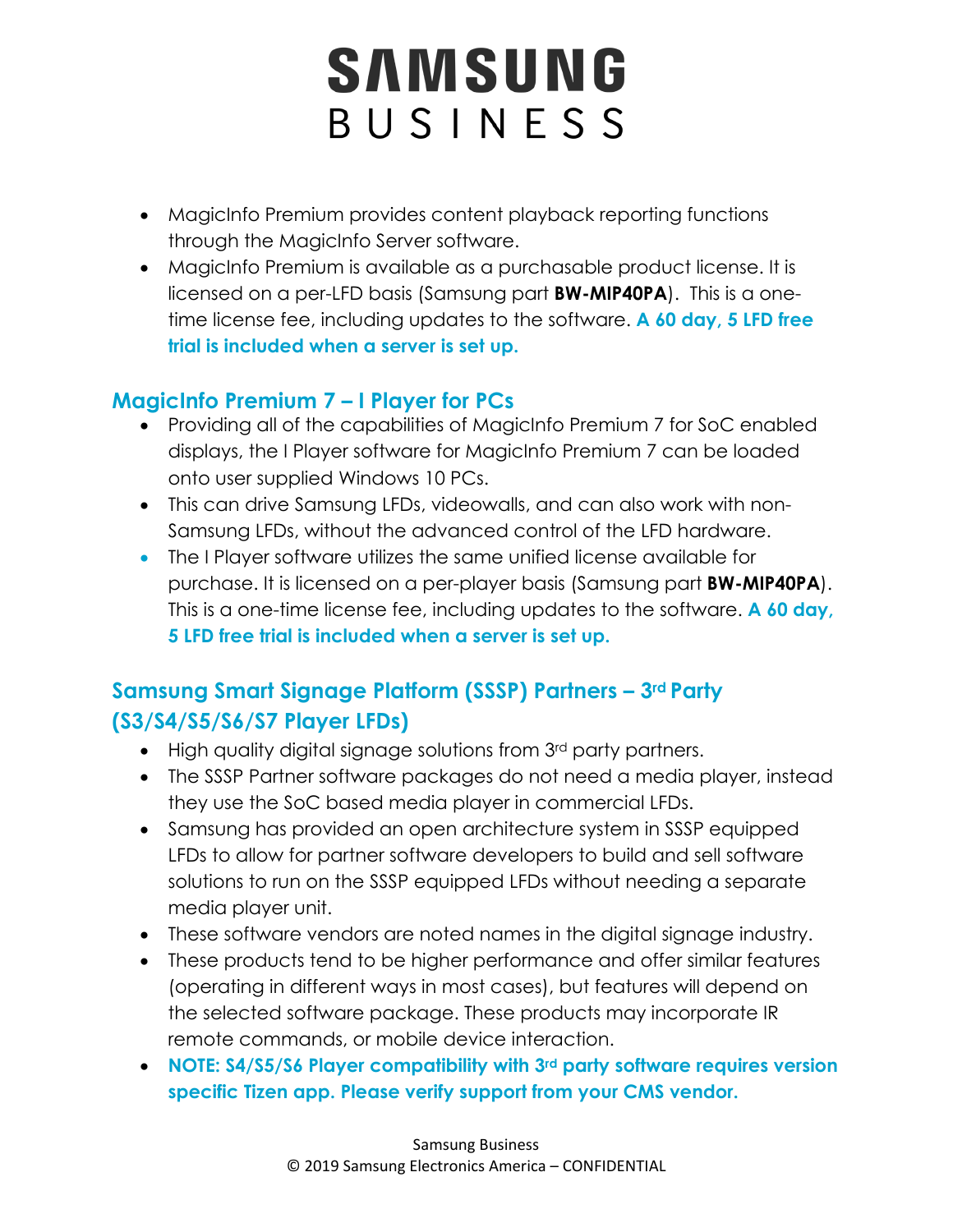- MagicInfo Premium provides content playback reporting functions through the MagicInfo Server software.
- MagicInfo Premium is available as a purchasable product license. It is licensed on a per-LFD basis (Samsung part **BW-MIP40PA**). This is a one-time license fee, including updates to the software. **A 60 day, 5 LFD free trial is included when a server is set up.**

## MagicInfo Premium 7 – I Player for PCs

- Providing all of the capabilities of MagicInfo Premium 7 for SoC enabled displays, the I Player software for MagicInfo Premium 7 can be loaded onto user supplied Windows 10 PCs.
- This can drive Samsung LFDs, videowalls, and can also work with non-Samsung LFDs, without the advanced control of the LFD hardware.
- The I Player software utilizes the same unified license available for purchase. It is licensed on a per-player basis (Samsung part **BW-MIP40PA**). This is a one-time license fee, including updates to the software. **A 60 day, 5 LFD free trial is included when a server is set up.**

## Samsung Smart Signage Platform (SSSP) Partners – 3rd Party (S3/S4/S5/S6/S7 Player LFDs)

- High quality digital signage solutions from 3rd party partners.
- The SSSP Partner software packages do not need a media player, instead they use the SoC based media player in commercial LFDs.
- Samsung has provided an open architecture system in SSSP equipped LFDs to allow for partner software developers to build and sell software solutions to run on the SSSP equipped LFDs without needing a separate media player unit.
- These software vendors are noted names in the digital signage industry.
- These products tend to be higher performance and offer similar features (operating in different ways in most cases), but features will depend on the selected software package. These products may incorporate IR remote commands, or mobile device interaction.
- **NOTE: S4/S5/S6 Player compatibility with 3rd party software requires version specific Tizen app. Please verify support from your CMS vendor.**